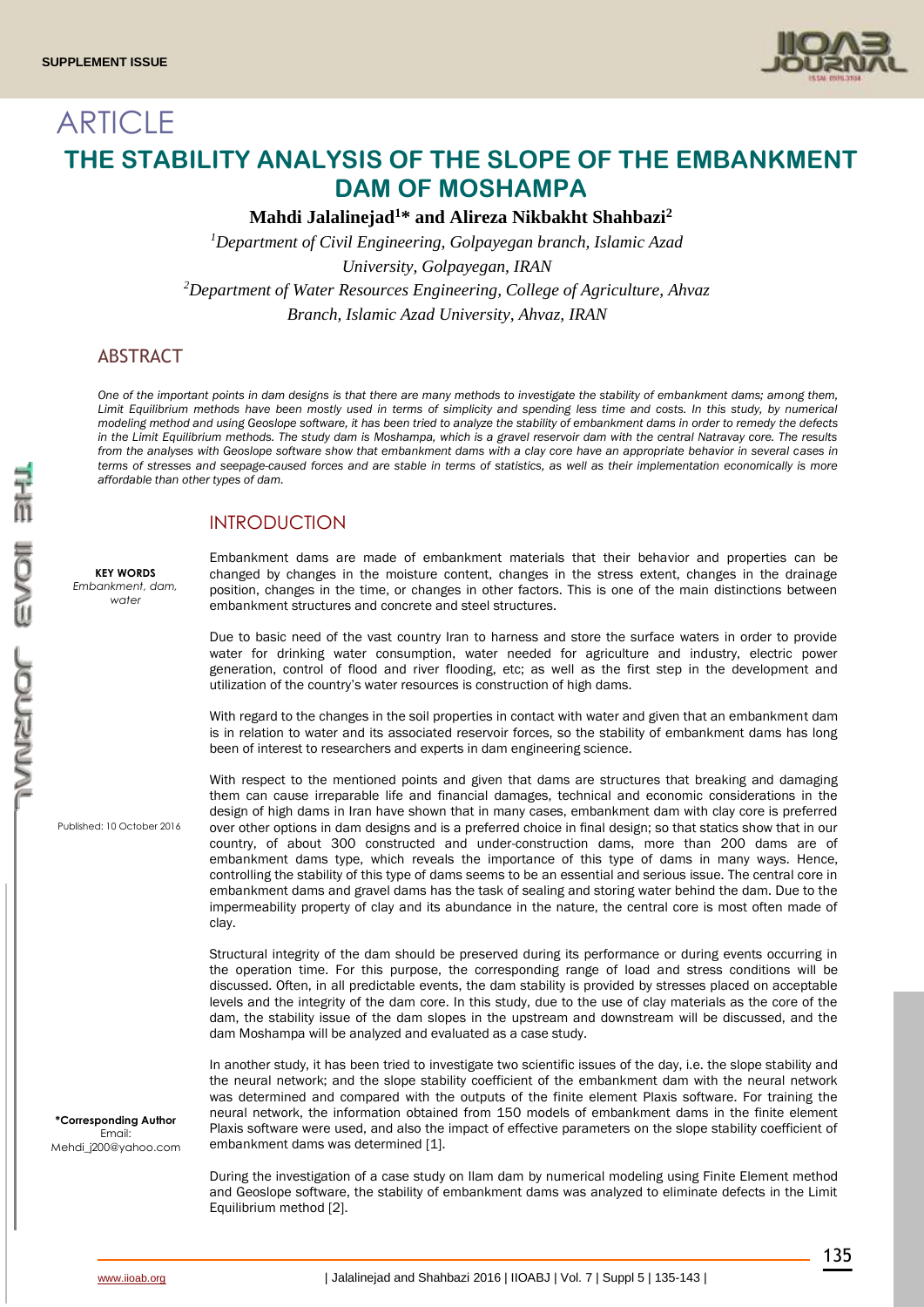SUPPLEMENT ISSUE

# ARTICLE

# THE STABILITY ANALYSIS OF THE SLOPE OF THE EMBANKMENT DAM OF MOSHAMPA

**Mahdi Jalalinejad[1]* and Alireza Nikbakht Shahbazi[2]**

[1]*Department of Civil Engineering, Golpayegan branch, Islamic Azad University, Golpayegan, IRAN*

[2]*Department of Water Resources Engineering, College of Agriculture, Ahvaz Branch, Islamic Azad University, Ahvaz, IRAN*

## ABSTRACT

*One of the important points in dam designs is that there are many methods to investigate the stability of embankment dams; among them, Limit Equilibrium methods have been mostly used in terms of simplicity and spending less time and costs. In this study, by numerical modeling method and using Geoslope software, it has been tried to analyze the stability of embankment dams in order to remedy the defects in the Limit Equilibrium methods. The study dam is Moshampa, which is a gravel reservoir dam with the central Natravay core. The results from the analyses with Geoslope software show that embankment dams with a clay core have an appropriate behavior in several cases in terms of stresses and seepage-caused forces and are stable in terms of statistics, as well as their implementation economically is more affordable than other types of dam.*

**KEY WORDS**
*Embankment, dam, water*

Published: 10 October 2016

**\*Corresponding Author**
Email: Mehdi_j200@yahoo.com

## INTRODUCTION

Embankment dams are made of embankment materials that their behavior and properties can be changed by changes in the moisture content, changes in the stress extent, changes in the drainage position, changes in the time, or changes in other factors. This is one of the main distinctions between embankment structures and concrete and steel structures.

Due to basic need of the vast country Iran to harness and store the surface waters in order to provide water for drinking water consumption, water needed for agriculture and industry, electric power generation, control of flood and river flooding, etc; as well as the first step in the development and utilization of the country's water resources is construction of high dams.

With regard to the changes in the soil properties in contact with water and given that an embankment dam is in relation to water and its associated reservoir forces, so the stability of embankment dams has long been of interest to researchers and experts in dam engineering science.

With respect to the mentioned points and given that dams are structures that breaking and damaging them can cause irreparable life and financial damages, technical and economic considerations in the design of high dams in Iran have shown that in many cases, embankment dam with clay core is preferred over other options in dam designs and is a preferred choice in final design; so that statics show that in our country, of about 300 constructed and under-construction dams, more than 200 dams are of embankment dams type, which reveals the importance of this type of dams in many ways. Hence, controlling the stability of this type of dams seems to be an essential and serious issue. The central core in embankment dams and gravel dams has the task of sealing and storing water behind the dam. Due to the impermeability property of clay and its abundance in the nature, the central core is most often made of clay.

Structural integrity of the dam should be preserved during its performance or during events occurring in the operation time. For this purpose, the corresponding range of load and stress conditions will be discussed. Often, in all predictable events, the dam stability is provided by stresses placed on acceptable levels and the integrity of the dam core. In this study, due to the use of clay materials as the core of the dam, the stability issue of the dam slopes in the upstream and downstream will be discussed, and the dam Moshampa will be analyzed and evaluated as a case study.

In another study, it has been tried to investigate two scientific issues of the day, i.e. the slope stability and the neural network; and the slope stability coefficient of the embankment dam with the neural network was determined and compared with the outputs of the finite element Plaxis software. For training the neural network, the information obtained from 150 models of embankment dams in the finite element Plaxis software were used, and also the impact of effective parameters on the slope stability coefficient of embankment dams was determined [1].

During the investigation of a case study on Ilam dam by numerical modeling using Finite Element method and Geoslope software, the stability of embankment dams was analyzed to eliminate defects in the Limit Equilibrium method [2].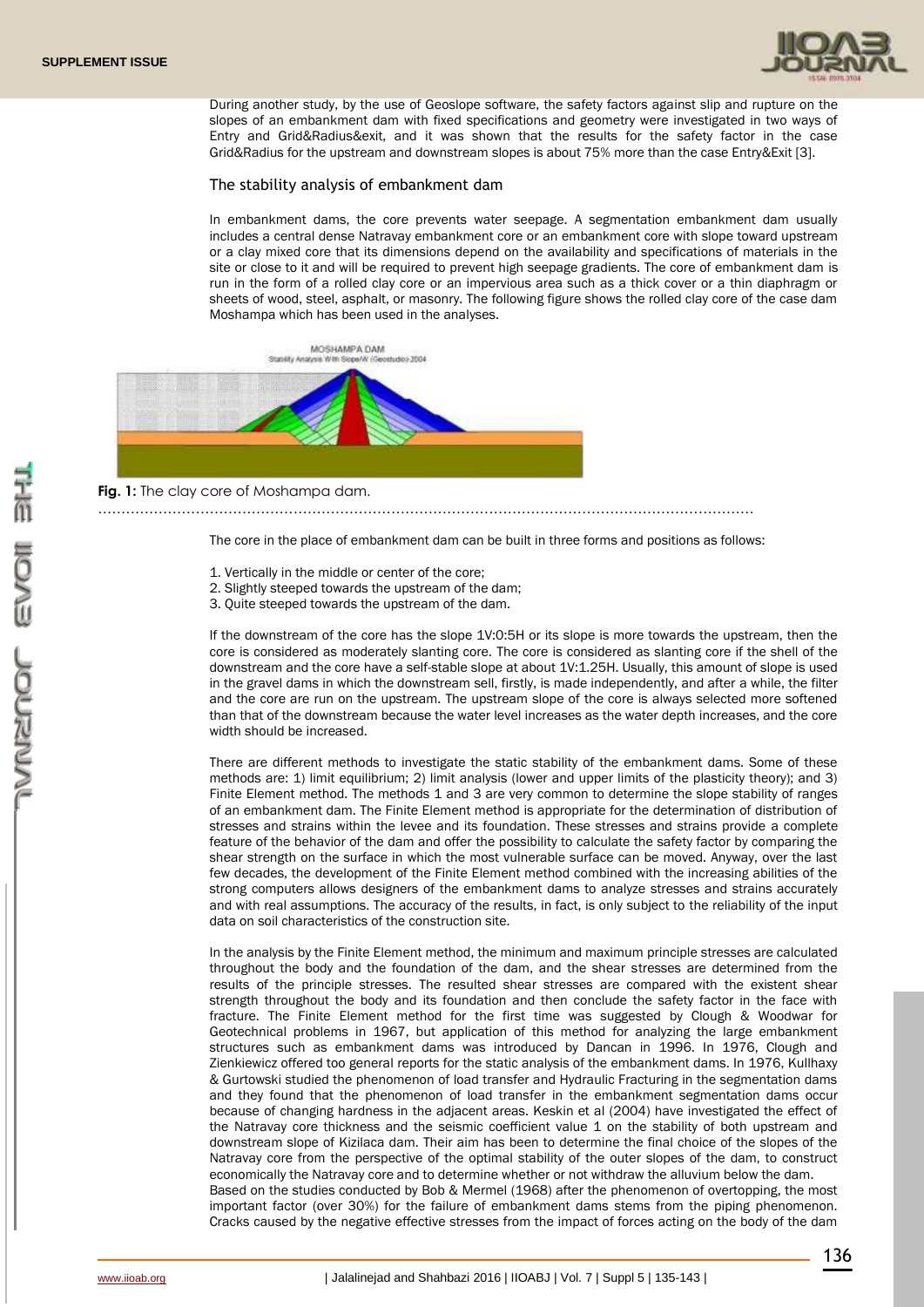During another study, by the use of Geoslope software, the safety factors against slip and rupture on the slopes of an embankment dam with fixed specifications and geometry were investigated in two ways of Entry and Grid&Radius&exit, and it was shown that the results for the safety factor in the case Grid&Radius for the upstream and downstream slopes is about 75% more than the case Entry&Exit [3].

## The stability analysis of embankment dam

In embankment dams, the core prevents water seepage. A segmentation embankment dam usually includes a central dense Natravay embankment core or an embankment core with slope toward upstream or a clay mixed core that its dimensions depend on the availability and specifications of materials in the site or close to it and will be required to prevent high seepage gradients. The core of embankment dam is run in the form of a rolled clay core or an impervious area such as a thick cover or a thin diaphragm or sheets of wood, steel, asphalt, or masonry. The following figure shows the rolled clay core of the case dam Moshampa which has been used in the analyses.

**Fig. 1:** The clay core of Moshampa dam.

The core in the place of embankment dam can be built in three forms and positions as follows:

1. Vertically in the middle or center of the core;
2. Slightly steeped towards the upstream of the dam;
3. Quite steeped towards the upstream of the dam.

If the downstream of the core has the slope 1V:0:5H or its slope is more towards the upstream, then the core is considered as moderately slanting core. The core is considered as slanting core if the shell of the downstream and the core have a self-stable slope at about 1V:1.25H. Usually, this amount of slope is used in the gravel dams in which the downstream sell, firstly, is made independently, and after a while, the filter and the core are run on the upstream. The upstream slope of the core is always selected more softened than that of the downstream because the water level increases as the water depth increases, and the core width should be increased.

There are different methods to investigate the static stability of the embankment dams. Some of these methods are: 1) limit equilibrium; 2) limit analysis (lower and upper limits of the plasticity theory); and 3) Finite Element method. The methods 1 and 3 are very common to determine the slope stability of ranges of an embankment dam. The Finite Element method is appropriate for the determination of distribution of stresses and strains within the levee and its foundation. These stresses and strains provide a complete feature of the behavior of the dam and offer the possibility to calculate the safety factor by comparing the shear strength on the surface in which the most vulnerable surface can be moved. Anyway, over the last few decades, the development of the Finite Element method combined with the increasing abilities of the strong computers allows designers of the embankment dams to analyze stresses and strains accurately and with real assumptions. The accuracy of the results, in fact, is only subject to the reliability of the input data on soil characteristics of the construction site.

In the analysis by the Finite Element method, the minimum and maximum principle stresses are calculated throughout the body and the foundation of the dam, and the shear stresses are determined from the results of the principle stresses. The resulted shear stresses are compared with the existent shear strength throughout the body and its foundation and then conclude the safety factor in the face with fracture. The Finite Element method for the first time was suggested by Clough & Woodwar for Geotechnical problems in 1967, but application of this method for analyzing the large embankment structures such as embankment dams was introduced by Dancan in 1996. In 1976, Clough and Zienkiewicz offered too general reports for the static analysis of the embankment dams. In 1976, Kullhaxy & Gurtowski studied the phenomenon of load transfer and Hydraulic Fracturing in the segmentation dams and they found that the phenomenon of load transfer in the embankment segmentation dams occur because of changing hardness in the adjacent areas. Keskin et al (2004) have investigated the effect of the Natravay core thickness and the seismic coefficient value 1 on the stability of both upstream and downstream slope of Kizilaca dam. Their aim has been to determine the final choice of the slopes of the Natravay core from the perspective of the optimal stability of the outer slopes of the dam, to construct economically the Natravay core and to determine whether or not withdraw the alluvium below the dam.
Based on the studies conducted by Bob & Mermel (1968) after the phenomenon of overtopping, the most important factor (over 30%) for the failure of embankment dams stems from the piping phenomenon. Cracks caused by the negative effective stresses from the impact of forces acting on the body of the dam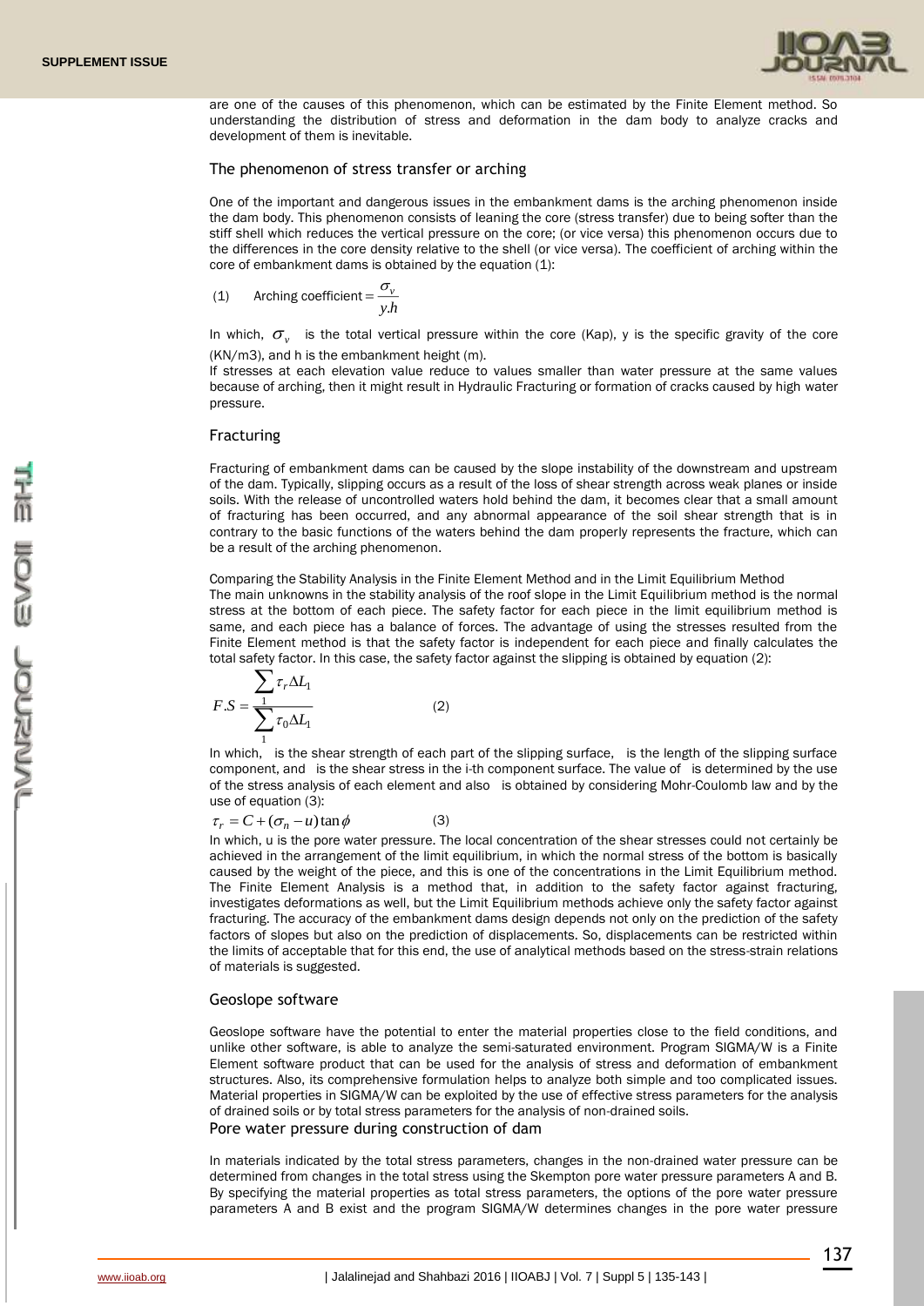are one of the causes of this phenomenon, which can be estimated by the Finite Element method. So understanding the distribution of stress and deformation in the dam body to analyze cracks and development of them is inevitable.

## The phenomenon of stress transfer or arching

One of the important and dangerous issues in the embankment dams is the arching phenomenon inside the dam body. This phenomenon consists of leaning the core (stress transfer) due to being softer than the stiff shell which reduces the vertical pressure on the core; (or vice versa) this phenomenon occurs due to the differences in the core density relative to the shell (or vice versa). The coefficient of arching within the core of embankment dams is obtained by the equation (1):

$$\text{(1)} \quad \text{Arching coefficient} = \frac{\sigma_v}{y.h}$$

In which, $\sigma_v$ is the total vertical pressure within the core (Kap), y is the specific gravity of the core (KN/m3), and h is the embankment height (m).

If stresses at each elevation value reduce to values smaller than water pressure at the same values because of arching, then it might result in Hydraulic Fracturing or formation of cracks caused by high water pressure.

## Fracturing

Fracturing of embankment dams can be caused by the slope instability of the downstream and upstream of the dam. Typically, slipping occurs as a result of the loss of shear strength across weak planes or inside soils. With the release of uncontrolled waters hold behind the dam, it becomes clear that a small amount of fracturing has been occurred, and any abnormal appearance of the soil shear strength that is in contrary to the basic functions of the waters behind the dam properly represents the fracture, which can be a result of the arching phenomenon.

Comparing the Stability Analysis in the Finite Element Method and in the Limit Equilibrium Method

The main unknowns in the stability analysis of the roof slope in the Limit Equilibrium method is the normal stress at the bottom of each piece. The safety factor for each piece in the limit equilibrium method is same, and each piece has a balance of forces. The advantage of using the stresses resulted from the Finite Element method is that the safety factor is independent for each piece and finally calculates the total safety factor. In this case, the safety factor against the slipping is obtained by equation (2):

$$F.S = \frac{\sum_{1} \tau_r \Delta L_1}{\sum_{1} \tau_0 \Delta L_1} \qquad (2)$$

In which, is the shear strength of each part of the slipping surface, is the length of the slipping surface component, and is the shear stress in the i-th component surface. The value of is determined by the use of the stress analysis of each element and also is obtained by considering Mohr-Coulomb law and by the use of equation (3):

$$\tau_r = C + (\sigma_n - u)\tan\phi \qquad (3)$$

In which, u is the pore water pressure. The local concentration of the shear stresses could not certainly be achieved in the arrangement of the limit equilibrium, in which the normal stress of the bottom is basically caused by the weight of the piece, and this is one of the concentrations in the Limit Equilibrium method. The Finite Element Analysis is a method that, in addition to the safety factor against fracturing, investigates deformations as well, but the Limit Equilibrium methods achieve only the safety factor against fracturing. The accuracy of the embankment dams design depends not only on the prediction of the safety factors of slopes but also on the prediction of displacements. So, displacements can be restricted within the limits of acceptable that for this end, the use of analytical methods based on the stress-strain relations of materials is suggested.

## Geoslope software

Geoslope software have the potential to enter the material properties close to the field conditions, and unlike other software, is able to analyze the semi-saturated environment. Program SIGMA/W is a Finite Element software product that can be used for the analysis of stress and deformation of embankment structures. Also, its comprehensive formulation helps to analyze both simple and too complicated issues. Material properties in SIGMA/W can be exploited by the use of effective stress parameters for the analysis of drained soils or by total stress parameters for the analysis of non-drained soils.

## Pore water pressure during construction of dam

In materials indicated by the total stress parameters, changes in the non-drained water pressure can be determined from changes in the total stress using the Skempton pore water pressure parameters A and B. By specifying the material properties as total stress parameters, the options of the pore water pressure parameters A and B exist and the program SIGMA/W determines changes in the pore water pressure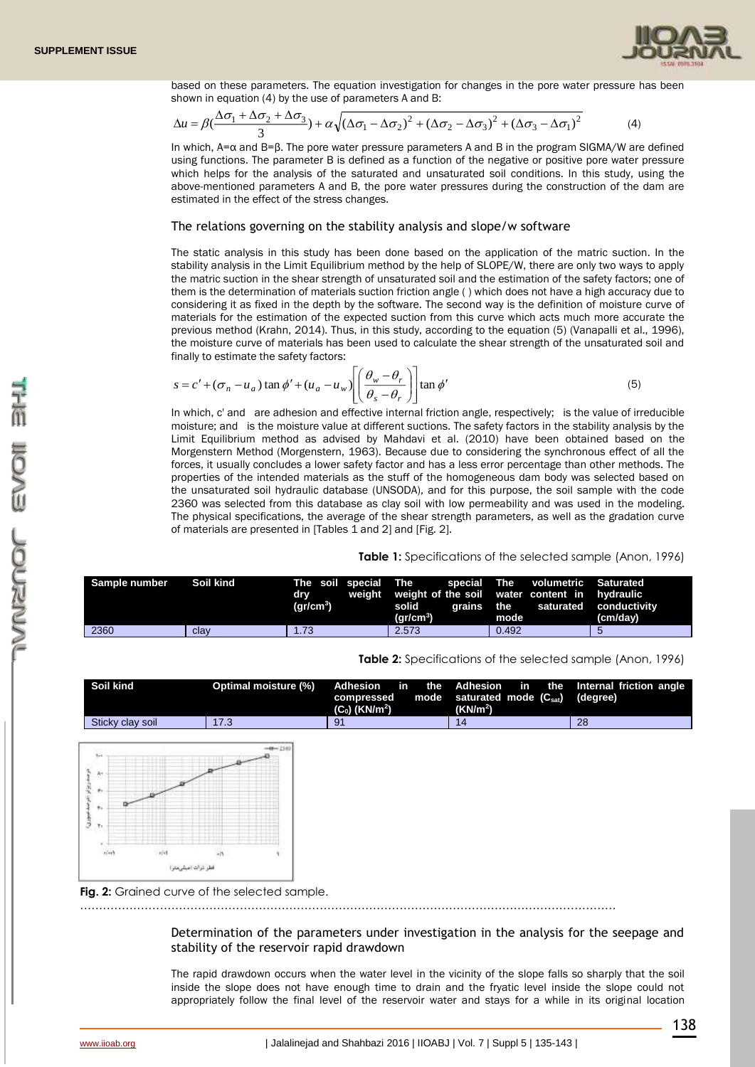based on these parameters. The equation investigation for changes in the pore water pressure has been shown in equation (4) by the use of parameters A and B:

$$\Delta u = \beta(\frac{\Delta\sigma_1 + \Delta\sigma_2 + \Delta\sigma_3}{3}) + \alpha\sqrt{(\Delta\sigma_1 - \Delta\sigma_2)^2 + (\Delta\sigma_2 - \Delta\sigma_3)^2 + (\Delta\sigma_3 - \Delta\sigma_1)^2} \quad (4)$$

In which, A=α and B=β. The pore water pressure parameters A and B in the program SIGMA/W are defined using functions. The parameter B is defined as a function of the negative or positive pore water pressure which helps for the analysis of the saturated and unsaturated soil conditions. In this study, using the above-mentioned parameters A and B, the pore water pressures during the construction of the dam are estimated in the effect of the stress changes.

## The relations governing on the stability analysis and slope/w software

The static analysis in this study has been done based on the application of the matric suction. In the stability analysis in the Limit Equilibrium method by the help of SLOPE/W, there are only two ways to apply the matric suction in the shear strength of unsaturated soil and the estimation of the safety factors; one of them is the determination of materials suction friction angle ( ) which does not have a high accuracy due to considering it as fixed in the depth by the software. The second way is the definition of moisture curve of materials for the estimation of the expected suction from this curve which acts much more accurate the previous method (Krahn, 2014). Thus, in this study, according to the equation (5) (Vanapalli et al., 1996), the moisture curve of materials has been used to calculate the shear strength of the unsaturated soil and finally to estimate the safety factors:

$$s = c' + (\sigma_n - u_a)\tan\phi' + (u_a - u_w)\left[\left(\frac{\theta_w - \theta_r}{\theta_s - \theta_r}\right)\right]\tan\phi' \quad (5)$$

In which, c' and are adhesion and effective internal friction angle, respectively; is the value of irreducible moisture; and is the moisture value at different suctions. The safety factors in the stability analysis by the Limit Equilibrium method as advised by Mahdavi et al. (2010) have been obtained based on the Morgenstern Method (Morgenstern, 1963). Because due to considering the synchronous effect of all the forces, it usually concludes a lower safety factor and has a less error percentage than other methods. The properties of the intended materials as the stuff of the homogeneous dam body was selected based on the unsaturated soil hydraulic database (UNSODA), and for this purpose, the soil sample with the code 2360 was selected from this database as clay soil with low permeability and was used in the modeling. The physical specifications, the average of the shear strength parameters, as well as the gradation curve of materials are presented in [Tables 1 and 2] and [Fig. 2].

**Table 1:** Specifications of the selected sample (Anon, 1996)

| Sample number | Soil kind | The soil special dry weight (gr/cm$^3$) | The special weight of the soil solid grains (gr/cm$^3$) | The volumetric water content in the saturated mode | Saturated hydraulic conductivity (cm/day) |
|---|---|---|---|---|---|
| 2360 | clay | 1.73 | 2.573 | 0.492 | 5 |

**Table 2:** Specifications of the selected sample (Anon, 1996)

| Soil kind | Optimal moisture (%) | Adhesion in the compressed mode ($C_0$) (KN/m$^2$) | Adhesion in the saturated mode ($C_{sat}$) (KN/m$^2$) | Internal friction angle (degree) |
|---|---|---|---|---|
| Sticky clay soil | 17.3 | 91 | 14 | 28 |

**Fig. 2:** Grained curve of the selected sample.

## Determination of the parameters under investigation in the analysis for the seepage and stability of the reservoir rapid drawdown

The rapid drawdown occurs when the water level in the vicinity of the slope falls so sharply that the soil inside the slope does not have enough time to drain and the fryatic level inside the slope could not appropriately follow the final level of the reservoir water and stays for a while in its original location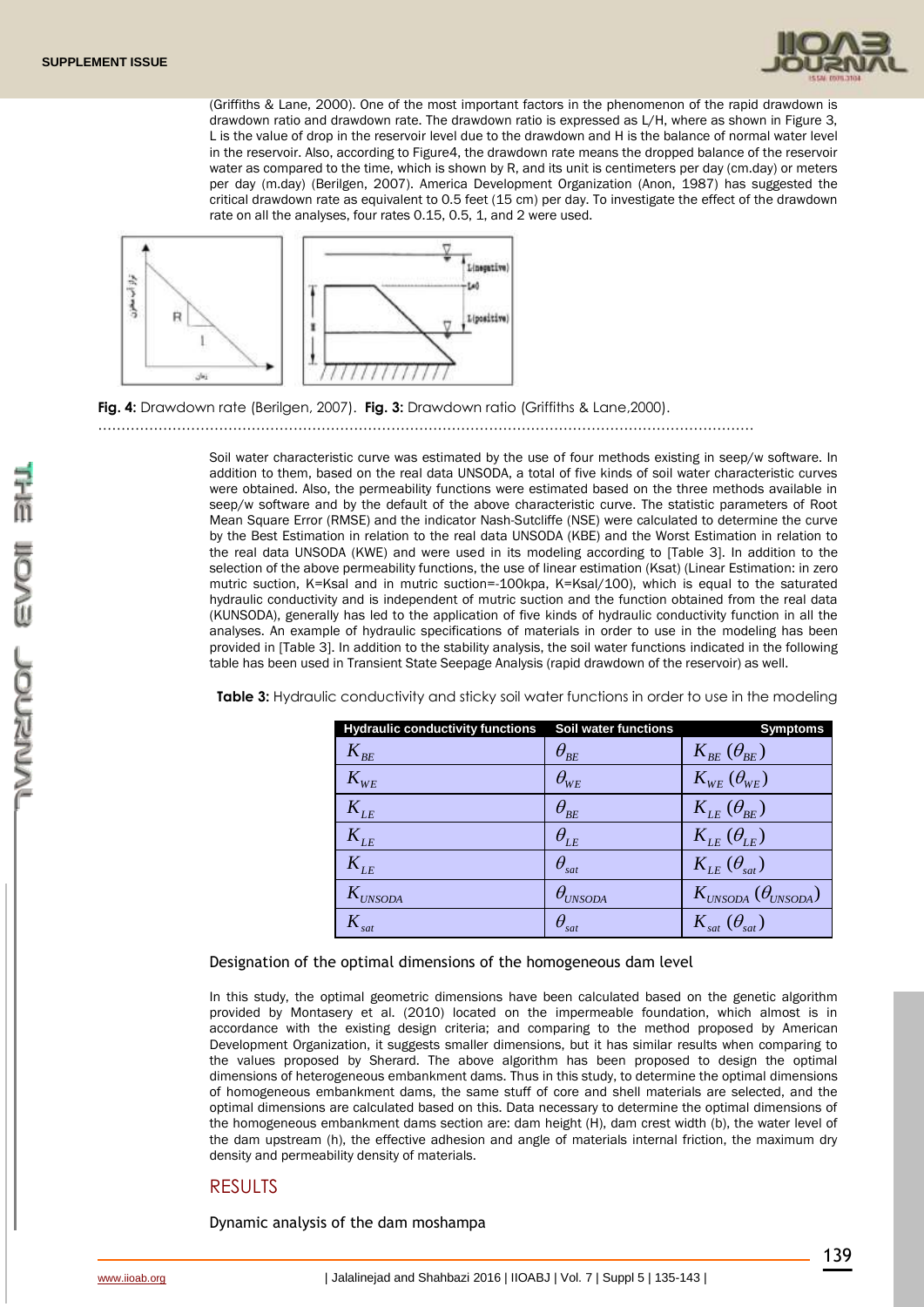(Griffiths & Lane, 2000). One of the most important factors in the phenomenon of the rapid drawdown is drawdown ratio and drawdown rate. The drawdown ratio is expressed as L/H, where as shown in Figure 3, L is the value of drop in the reservoir level due to the drawdown and H is the balance of normal water level in the reservoir. Also, according to Figure4, the drawdown rate means the dropped balance of the reservoir water as compared to the time, which is shown by R, and its unit is centimeters per day (cm.day) or meters per day (m.day) (Berilgen, 2007). America Development Organization (Anon, 1987) has suggested the critical drawdown rate as equivalent to 0.5 feet (15 cm) per day. To investigate the effect of the drawdown rate on all the analyses, four rates 0.15, 0.5, 1, and 2 were used.

**Fig. 4:** Drawdown rate (Berilgen, 2007). **Fig. 3:** Drawdown ratio (Griffiths & Lane,2000).

Soil water characteristic curve was estimated by the use of four methods existing in seep/w software. In addition to them, based on the real data UNSODA, a total of five kinds of soil water characteristic curves were obtained. Also, the permeability functions were estimated based on the three methods available in seep/w software and by the default of the above characteristic curve. The statistic parameters of Root Mean Square Error (RMSE) and the indicator Nash-Sutcliffe (NSE) were calculated to determine the curve by the Best Estimation in relation to the real data UNSODA (KBE) and the Worst Estimation in relation to the real data UNSODA (KWE) and were used in its modeling according to [Table 3]. In addition to the selection of the above permeability functions, the use of linear estimation (Ksat) (Linear Estimation: in zero mutric suction, K=Ksal and in mutric suction=-100kpa, K=Ksal/100), which is equal to the saturated hydraulic conductivity and is independent of mutric suction and the function obtained from the real data (KUNSODA), generally has led to the application of five kinds of hydraulic conductivity function in all the analyses. An example of hydraulic specifications of materials in order to use in the modeling has been provided in [Table 3]. In addition to the stability analysis, the soil water functions indicated in the following table has been used in Transient State Seepage Analysis (rapid drawdown of the reservoir) as well.

**Table 3:** Hydraulic conductivity and sticky soil water functions in order to use in the modeling

| Hydraulic conductivity functions | Soil water functions | Symptoms |
|---|---|---|
| $K_{BE}$ | $\theta_{BE}$ | $K_{BE}\ (\theta_{BE})$ |
| $K_{WE}$ | $\theta_{WE}$ | $K_{WE}\ (\theta_{WE})$ |
| $K_{LE}$ | $\theta_{BE}$ | $K_{LE}\ (\theta_{BE})$ |
| $K_{LE}$ | $\theta_{LE}$ | $K_{LE}\ (\theta_{LE})$ |
| $K_{LE}$ | $\theta_{sat}$ | $K_{LE}\ (\theta_{sat})$ |
| $K_{UNSODA}$ | $\theta_{UNSODA}$ | $K_{UNSODA}\ (\theta_{UNSODA})$ |
| $K_{sat}$ | $\theta_{sat}$ | $K_{sat}\ (\theta_{sat})$ |

### Designation of the optimal dimensions of the homogeneous dam level

In this study, the optimal geometric dimensions have been calculated based on the genetic algorithm provided by Montasery et al. (2010) located on the impermeable foundation, which almost is in accordance with the existing design criteria; and comparing to the method proposed by American Development Organization, it suggests smaller dimensions, but it has similar results when comparing to the values proposed by Sherard. The above algorithm has been proposed to design the optimal dimensions of heterogeneous embankment dams. Thus in this study, to determine the optimal dimensions of homogeneous embankment dams, the same stuff of core and shell materials are selected, and the optimal dimensions are calculated based on this. Data necessary to determine the optimal dimensions of the homogeneous embankment dams section are: dam height (H), dam crest width (b), the water level of the dam upstream (h), the effective adhesion and angle of materials internal friction, the maximum dry density and permeability density of materials.

## RESULTS

### Dynamic analysis of the dam moshampa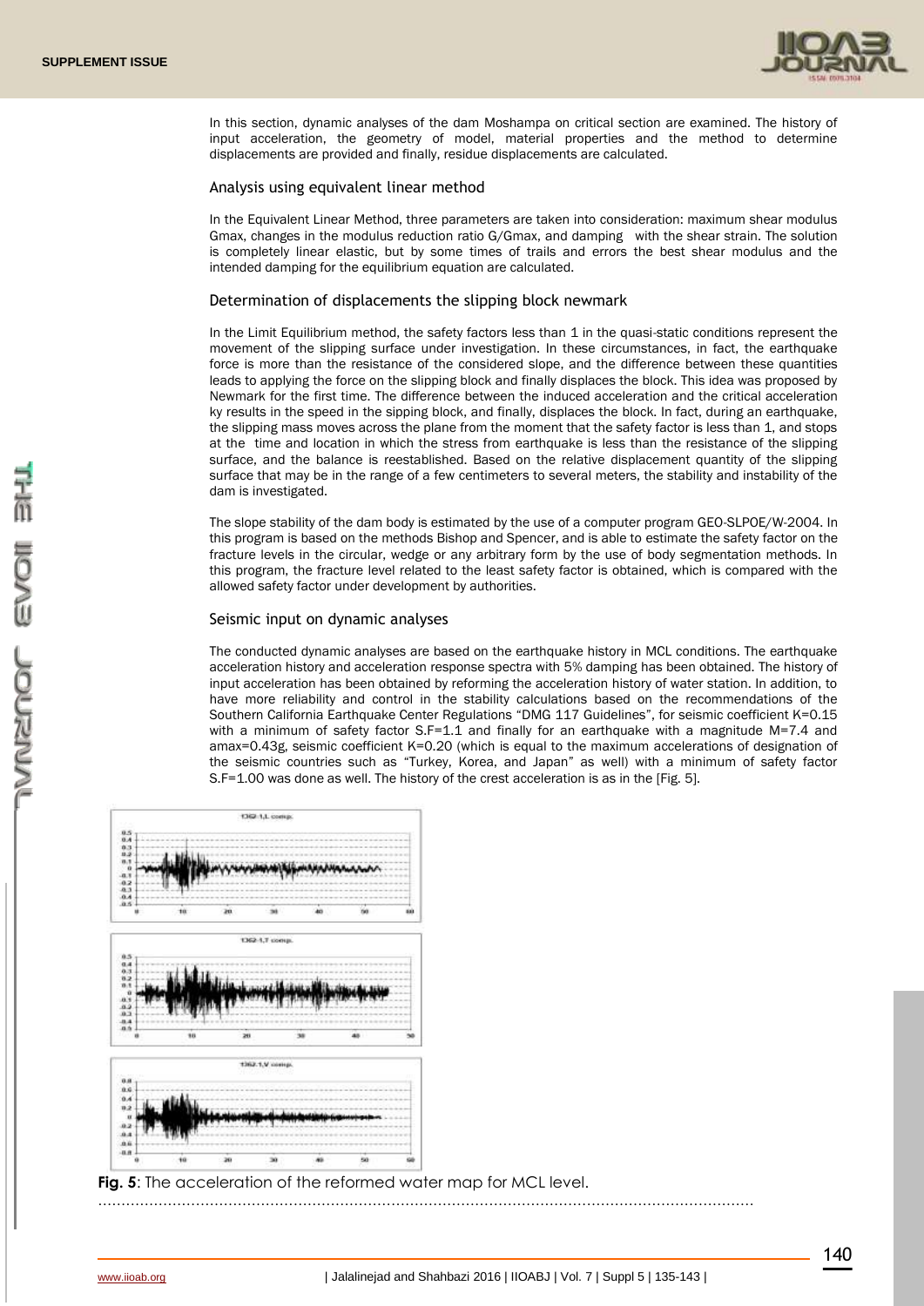In this section, dynamic analyses of the dam Moshampa on critical section are examined. The history of input acceleration, the geometry of model, material properties and the method to determine displacements are provided and finally, residue displacements are calculated.

### Analysis using equivalent linear method

In the Equivalent Linear Method, three parameters are taken into consideration: maximum shear modulus Gmax, changes in the modulus reduction ratio G/Gmax, and damping with the shear strain. The solution is completely linear elastic, but by some times of trails and errors the best shear modulus and the intended damping for the equilibrium equation are calculated.

### Determination of displacements the slipping block newmark

In the Limit Equilibrium method, the safety factors less than 1 in the quasi-static conditions represent the movement of the slipping surface under investigation. In these circumstances, in fact, the earthquake force is more than the resistance of the considered slope, and the difference between these quantities leads to applying the force on the slipping block and finally displaces the block. This idea was proposed by Newmark for the first time. The difference between the induced acceleration and the critical acceleration ky results in the speed in the sipping block, and finally, displaces the block. In fact, during an earthquake, the slipping mass moves across the plane from the moment that the safety factor is less than 1, and stops at the time and location in which the stress from earthquake is less than the resistance of the slipping surface, and the balance is reestablished. Based on the relative displacement quantity of the slipping surface that may be in the range of a few centimeters to several meters, the stability and instability of the dam is investigated.

The slope stability of the dam body is estimated by the use of a computer program GEO-SLPOE/W-2004. In this program is based on the methods Bishop and Spencer, and is able to estimate the safety factor on the fracture levels in the circular, wedge or any arbitrary form by the use of body segmentation methods. In this program, the fracture level related to the least safety factor is obtained, which is compared with the allowed safety factor under development by authorities.

### Seismic input on dynamic analyses

The conducted dynamic analyses are based on the earthquake history in MCL conditions. The earthquake acceleration history and acceleration response spectra with 5% damping has been obtained. The history of input acceleration has been obtained by reforming the acceleration history of water station. In addition, to have more reliability and control in the stability calculations based on the recommendations of the Southern California Earthquake Center Regulations "DMG 117 Guidelines", for seismic coefficient K=0.15 with a minimum of safety factor S.F=1.1 and finally for an earthquake with a magnitude M=7.4 and amax=0.43g, seismic coefficient K=0.20 (which is equal to the maximum accelerations of designation of the seismic countries such as "Turkey, Korea, and Japan" as well) with a minimum of safety factor S.F=1.00 was done as well. The history of the crest acceleration is as in the [Fig. 5].

**Fig. 5**: The acceleration of the reformed water map for MCL level.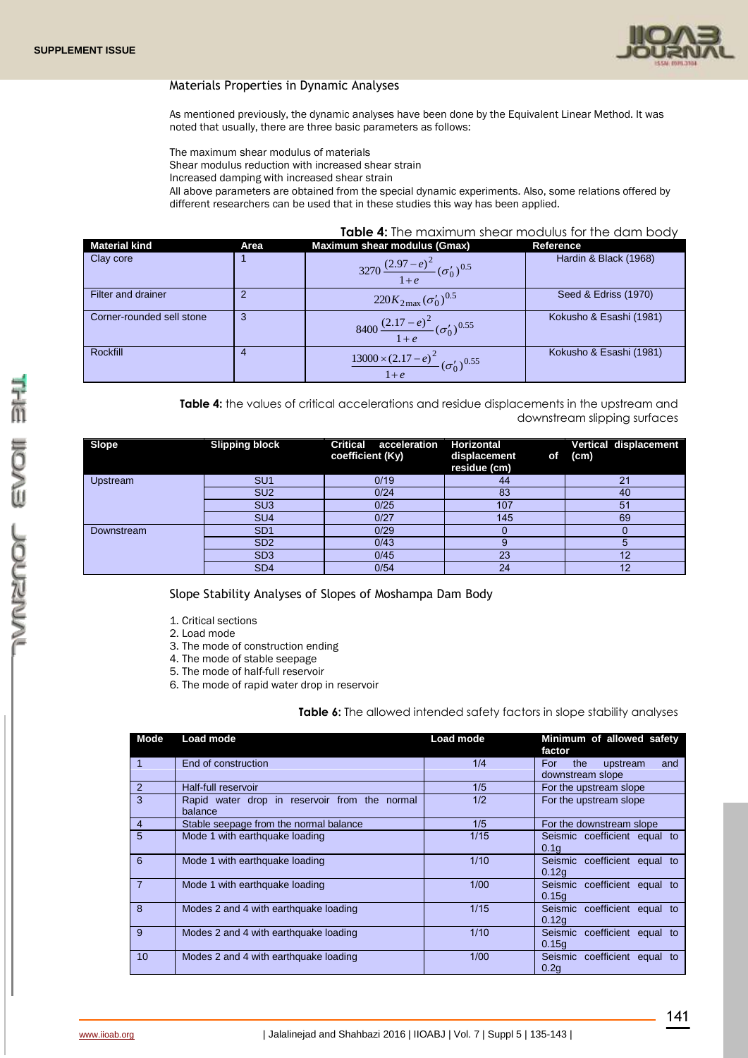### Materials Properties in Dynamic Analyses

As mentioned previously, the dynamic analyses have been done by the Equivalent Linear Method. It was noted that usually, there are three basic parameters as follows:

The maximum shear modulus of materials
Shear modulus reduction with increased shear strain
Increased damping with increased shear strain
All above parameters are obtained from the special dynamic experiments. Also, some relations offered by different researchers can be used that in these studies this way has been applied.

**Table 4:** The maximum shear modulus for the dam body

| Material kind | Area | Maximum shear modulus (Gmax) | Reference |
|---|---|---|---|
| Clay core | 1 | $3270\dfrac{(2.97-e)^2}{1+e}(\sigma_0')^{0.5}$ | Hardin & Black (1968) |
| Filter and drainer | 2 | $220K_{2\max}(\sigma_0')^{0.5}$ | Seed & Edriss (1970) |
| Corner-rounded sell stone | 3 | $8400\dfrac{(2.17-e)^2}{1+e}(\sigma_0')^{0.55}$ | Kokusho & Esashi (1981) |
| Rockfill | 4 | $\dfrac{13000\times(2.17-e)^2}{1+e}(\sigma_0')^{0.55}$ | Kokusho & Esashi (1981) |

**Table 4:** the values of critical accelerations and residue displacements in the upstream and downstream slipping surfaces

| Slope | Slipping block | Critical acceleration coefficient (Ky) | Horizontal displacement of residue (cm) | Vertical displacement (cm) |
|---|---|---|---|---|
| Upstream | SU1 | 0/19 | 44 | 21 |
| | SU2 | 0/24 | 83 | 40 |
| | SU3 | 0/25 | 107 | 51 |
| | SU4 | 0/27 | 145 | 69 |
| Downstream | SD1 | 0/29 | 0 | 0 |
| | SD2 | 0/43 | 9 | 5 |
| | SD3 | 0/45 | 23 | 12 |
| | SD4 | 0/54 | 24 | 12 |

### Slope Stability Analyses of Slopes of Moshampa Dam Body

1. Critical sections
2. Load mode
3. The mode of construction ending
4. The mode of stable seepage
5. The mode of half-full reservoir
6. The mode of rapid water drop in reservoir

**Table 6:** The allowed intended safety factors in slope stability analyses

| Mode | Load mode | Load mode | Minimum of allowed safety factor |
|---|---|---|---|
| 1 | End of construction | 1/4 | For the upstream and downstream slope |
| 2 | Half-full reservoir | 1/5 | For the upstream slope |
| 3 | Rapid water drop in reservoir from the normal balance | 1/2 | For the upstream slope |
| 4 | Stable seepage from the normal balance | 1/5 | For the downstream slope |
| 5 | Mode 1 with earthquake loading | 1/15 | Seismic coefficient equal to 0.1g |
| 6 | Mode 1 with earthquake loading | 1/10 | Seismic coefficient equal to 0.12g |
| 7 | Mode 1 with earthquake loading | 1/00 | Seismic coefficient equal to 0.15g |
| 8 | Modes 2 and 4 with earthquake loading | 1/15 | Seismic coefficient equal to 0.12g |
| 9 | Modes 2 and 4 with earthquake loading | 1/10 | Seismic coefficient equal to 0.15g |
| 10 | Modes 2 and 4 with earthquake loading | 1/00 | Seismic coefficient equal to 0.2g |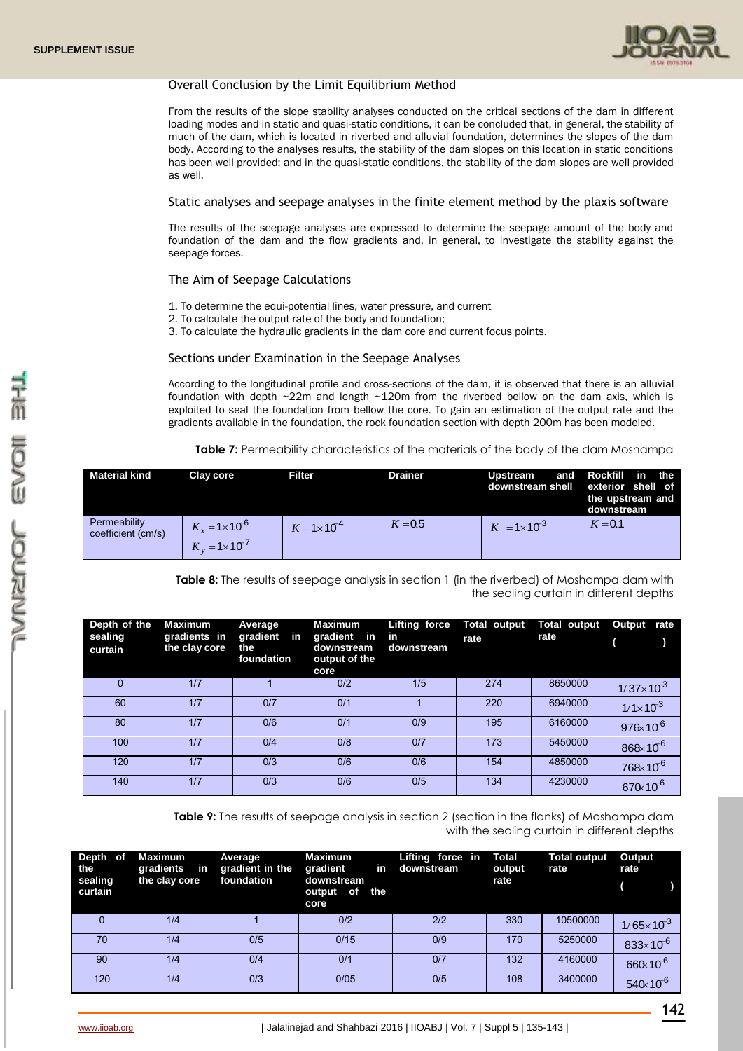### Overall Conclusion by the Limit Equilibrium Method

From the results of the slope stability analyses conducted on the critical sections of the dam in different loading modes and in static and quasi-static conditions, it can be concluded that, in general, the stability of much of the dam, which is located in riverbed and alluvial foundation, determines the slopes of the dam body. According to the analyses results, the stability of the dam slopes on this location in static conditions has been well provided; and in the quasi-static conditions, the stability of the dam slopes are well provided as well.

### Static analyses and seepage analyses in the finite element method by the plaxis software

The results of the seepage analyses are expressed to determine the seepage amount of the body and foundation of the dam and the flow gradients and, in general, to investigate the stability against the seepage forces.

### The Aim of Seepage Calculations

1. To determine the equi-potential lines, water pressure, and current
2. To calculate the output rate of the body and foundation;
3. To calculate the hydraulic gradients in the dam core and current focus points.

### Sections under Examination in the Seepage Analyses

According to the longitudinal profile and cross-sections of the dam, it is observed that there is an alluvial foundation with depth ~22m and length ~120m from the riverbed bellow on the dam axis, which is exploited to seal the foundation from bellow the core. To gain an estimation of the output rate and the gradients available in the foundation, the rock foundation section with depth 200m has been modeled.

**Table 7:** Permeability characteristics of the materials of the body of the dam Moshampa

| Material kind | Clay core | Filter | Drainer | Upstream and downstream shell | Rockfill in the exterior shell of the upstream and downstream |
|---|---|---|---|---|---|
| Permeability coefficient (cm/s) | $K_x = 1\times10^{-6}$ $K_y = 1\times10^{-7}$ | $K = 1\times10^{-4}$ | $K = 0.5$ | $K = 1\times10^{-3}$ | $K = 0.1$ |

**Table 8:** The results of seepage analysis in section 1 (in the riverbed) of Moshampa dam with the sealing curtain in different depths

| Depth of the sealing curtain | Maximum gradients in the clay core | Average gradient in the foundation | Maximum gradient in downstream output of the core | Lifting force in downstream | Total output rate | Total output rate | Output rate ( ) |
|---|---|---|---|---|---|---|---|
| 0 | 1/7 | 1 | 0/2 | 1/5 | 274 | 8650000 | $1/37\times10^{-3}$ |
| 60 | 1/7 | 0/7 | 0/1 | 1 | 220 | 6940000 | $1/1\times10^{-3}$ |
| 80 | 1/7 | 0/6 | 0/1 | 0/9 | 195 | 6160000 | $976\times10^{-6}$ |
| 100 | 1/7 | 0/4 | 0/8 | 0/7 | 173 | 5450000 | $868\times10^{-6}$ |
| 120 | 1/7 | 0/3 | 0/6 | 0/6 | 154 | 4850000 | $768\times10^{-6}$ |
| 140 | 1/7 | 0/3 | 0/6 | 0/5 | 134 | 4230000 | $670\times10^{-6}$ |

**Table 9:** The results of seepage analysis in section 2 (section in the flanks) of Moshampa dam with the sealing curtain in different depths

| Depth of the sealing curtain | Maximum gradients in the clay core | Average gradient in the foundation | Maximum gradient in downstream output of the core | Lifting force in downstream | Total output rate | Total output rate | Output rate ( ) |
|---|---|---|---|---|---|---|---|
| 0 | 1/4 | 1 | 0/2 | 2/2 | 330 | 10500000 | $1/65\times10^{-3}$ |
| 70 | 1/4 | 0/5 | 0/15 | 0/9 | 170 | 5250000 | $833\times10^{-6}$ |
| 90 | 1/4 | 0/4 | 0/1 | 0/7 | 132 | 4160000 | $660\times10^{-6}$ |
| 120 | 1/4 | 0/3 | 0/05 | 0/5 | 108 | 3400000 | $540\times10^{-6}$ |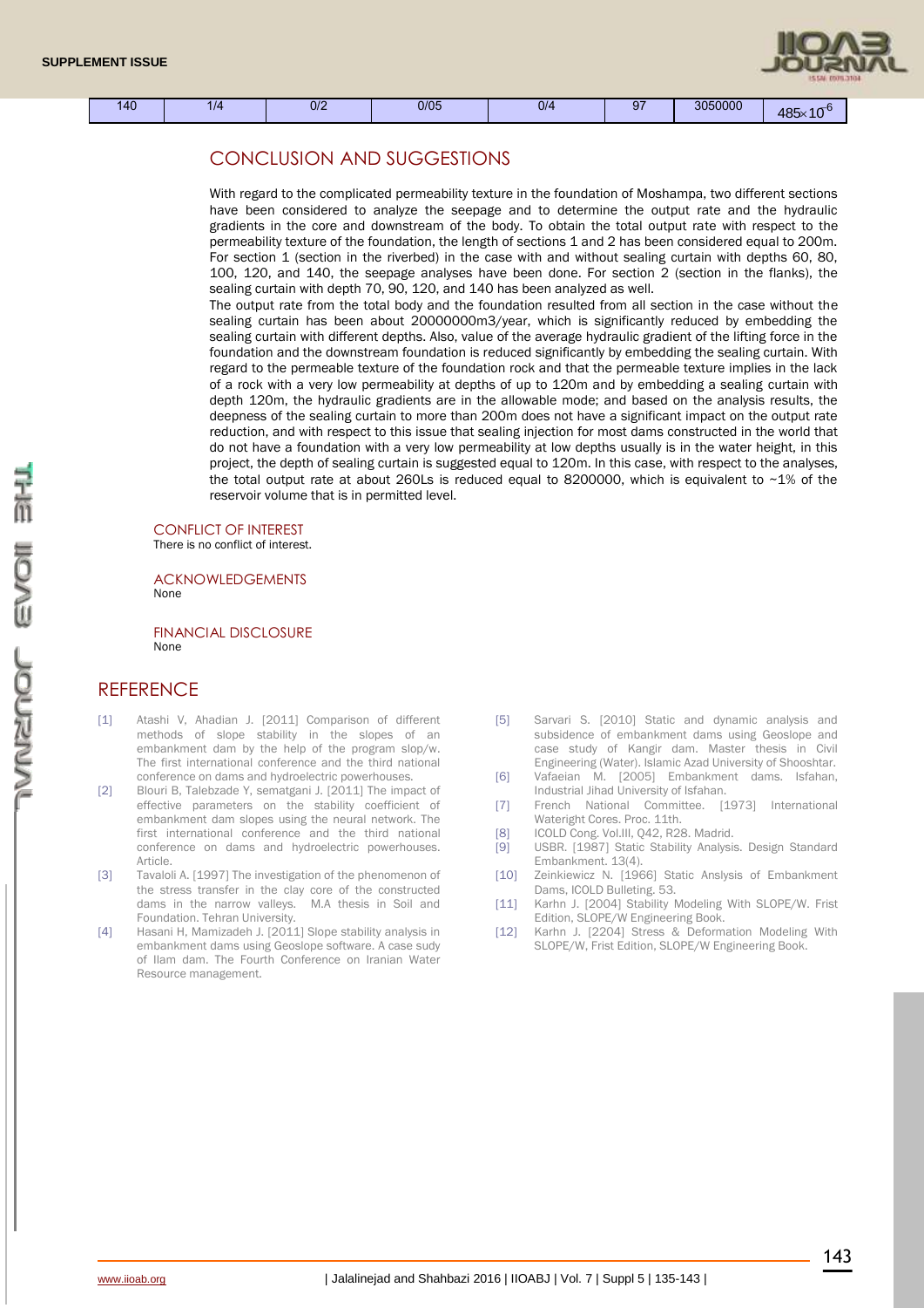| | | | | | | | |
|---|---|---|---|---|---|---|---|
| 140 | 1/4 | 0/2 | 0/05 | 0/4 | 97 | 3050000 | $485\times10^{-6}$ |

## CONCLUSION AND SUGGESTIONS

With regard to the complicated permeability texture in the foundation of Moshampa, two different sections have been considered to analyze the seepage and to determine the output rate and the hydraulic gradients in the core and downstream of the body. To obtain the total output rate with respect to the permeability texture of the foundation, the length of sections 1 and 2 has been considered equal to 200m. For section 1 (section in the riverbed) in the case with and without sealing curtain with depths 60, 80, 100, 120, and 140, the seepage analyses have been done. For section 2 (section in the flanks), the sealing curtain with depth 70, 90, 120, and 140 has been analyzed as well.

The output rate from the total body and the foundation resulted from all section in the case without the sealing curtain has been about 20000000m3/year, which is significantly reduced by embedding the sealing curtain with different depths. Also, value of the average hydraulic gradient of the lifting force in the foundation and the downstream foundation is reduced significantly by embedding the sealing curtain. With regard to the permeable texture of the foundation rock and that the permeable texture implies in the lack of a rock with a very low permeability at depths of up to 120m and by embedding a sealing curtain with depth 120m, the hydraulic gradients are in the allowable mode; and based on the analysis results, the deepness of the sealing curtain to more than 200m does not have a significant impact on the output rate reduction, and with respect to this issue that sealing injection for most dams constructed in the world that do not have a foundation with a very low permeability at low depths usually is in the water height, in this project, the depth of sealing curtain is suggested equal to 120m. In this case, with respect to the analyses, the total output rate at about 260Ls is reduced equal to 8200000, which is equivalent to ~1% of the reservoir volume that is in permitted level.

### CONFLICT OF INTEREST

There is no conflict of interest.

### ACKNOWLEDGEMENTS

None

### FINANCIAL DISCLOSURE

None

## REFERENCE

[1] Atashi V, Ahadian J. [2011] Comparison of different methods of slope stability in the slopes of an embankment dam by the help of the program slop/w. The first international conference and the third national conference on dams and hydroelectric powerhouses.

[2] Blouri B, Talebzade Y, sematgani J. [2011] The impact of effective parameters on the stability coefficient of embankment dam slopes using the neural network. The first international conference and the third national conference on dams and hydroelectric powerhouses. Article.

[3] Tavaloli A. [1997] The investigation of the phenomenon of the stress transfer in the clay core of the constructed dams in the narrow valleys. M.A thesis in Soil and Foundation. Tehran University.

[4] Hasani H, Mamizadeh J. [2011] Slope stability analysis in embankment dams using Geoslope software. A case sudy of Ilam dam. The Fourth Conference on Iranian Water Resource management.

[5] Sarvari S. [2010] Static and dynamic analysis and subsidence of embankment dams using Geoslope and case study of Kangir dam. Master thesis in Civil Engineering (Water). Islamic Azad University of Shooshtar.

[6] Vafaeian M. [2005] Embankment dams. Isfahan, Industrial Jihad University of Isfahan.

[7] French National Committee. [1973] International Wateright Cores. Proc. 11th.

[8] ICOLD Cong. Vol.III, Q42, R28. Madrid.

[9] USBR. [1987] Static Stability Analysis. Design Standard Embankment. 13(4).

[10] Zeinkiewicz N. [1966] Static Anslysis of Embankment Dams, ICOLD Bulleting. 53.

[11] Karhn J. [2004] Stability Modeling With SLOPE/W. Frist Edition, SLOPE/W Engineering Book.

[12] Karhn J. [2204] Stress & Deformation Modeling With SLOPE/W, Frist Edition, SLOPE/W Engineering Book.